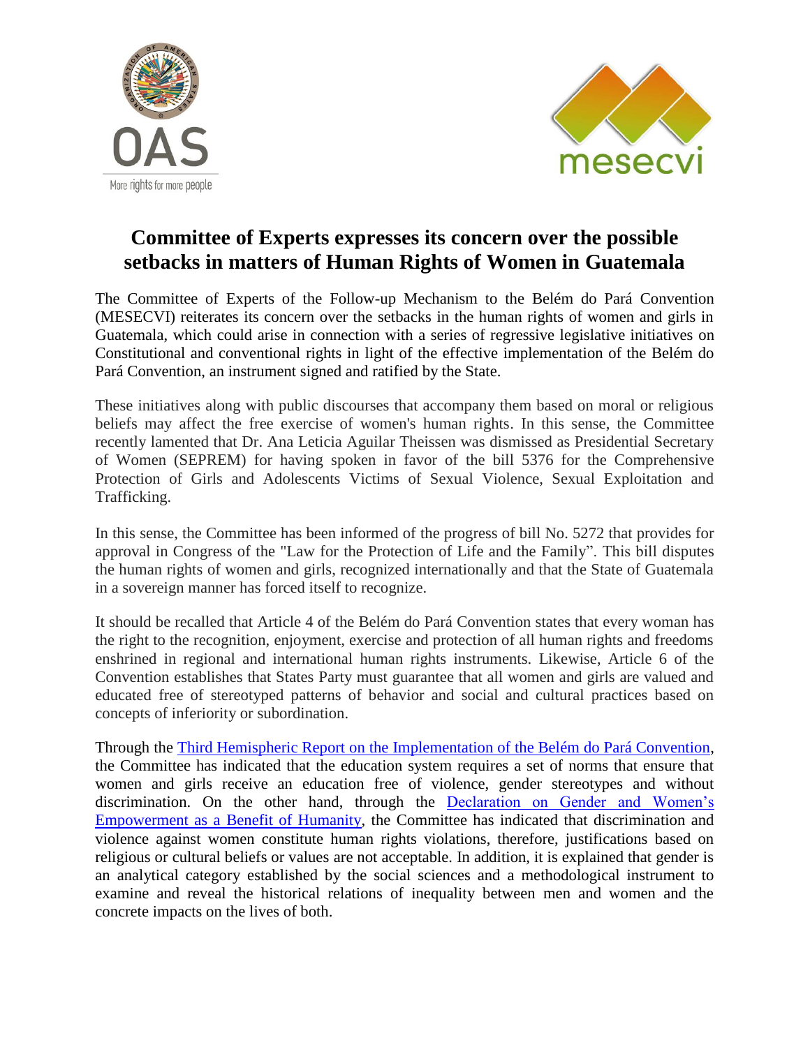# Committee of Experts expresses its concern over the possible setbacks in matters of Human Rights of Women in Guatemala

The Committee of Experts of the Follow-up Mechanism to the Belém do Pará Convention (MESECVI) reiterates its concern over the setbacks in the human rights of women and girls in Guatemala, which could arise in connection with a series of regressive legislative initiatives on Constitutional and conventional rights in light of the effective implementation of the Belém do Pará Convention, an instrument signed and ratified by the State.

These initiatives along with public discourses that accompany them based on moral or religious beliefs may affect the free exercise of women's human rights. In this sense, the Committee recently lamented that Dr. Ana Leticia Aguilar Theissen was dismissed as Presidential Secretary of Women (SEPREM) for having spoken in favor of the bill 5376 for the Comprehensive Protection of Girls and Adolescents Victims of Sexual Violence, Sexual Exploitation and Trafficking.

In this sense, the Committee has been informed of the progress of bill No. 5272 that provides for approval in Congress of the "Law for the Protection of Life and the Family". This bill disputes the human rights of women and girls, recognized internationally and that the State of Guatemala in a sovereign manner has forced itself to recognize.

It should be recalled that Article 4 of the Belém do Pará Convention states that every woman has the right to the recognition, enjoyment, exercise and protection of all human rights and freedoms enshrined in regional and international human rights instruments. Likewise, Article 6 of the Convention establishes that States Party must guarantee that all women and girls are valued and educated free of stereotyped patterns of behavior and social and cultural practices based on concepts of inferiority or subordination.

Through the Third Hemispheric Report on the Implementation of the Belém do Pará Convention, the Committee has indicated that the education system requires a set of norms that ensure that women and girls receive an education free of violence, gender stereotypes and without discrimination. On the other hand, through the Declaration on Gender and Women's Empowerment as a Benefit of Humanity, the Committee has indicated that discrimination and violence against women constitute human rights violations, therefore, justifications based on religious or cultural beliefs or values are not acceptable. In addition, it is explained that gender is an analytical category established by the social sciences and a methodological instrument to examine and reveal the historical relations of inequality between men and women and the concrete impacts on the lives of both.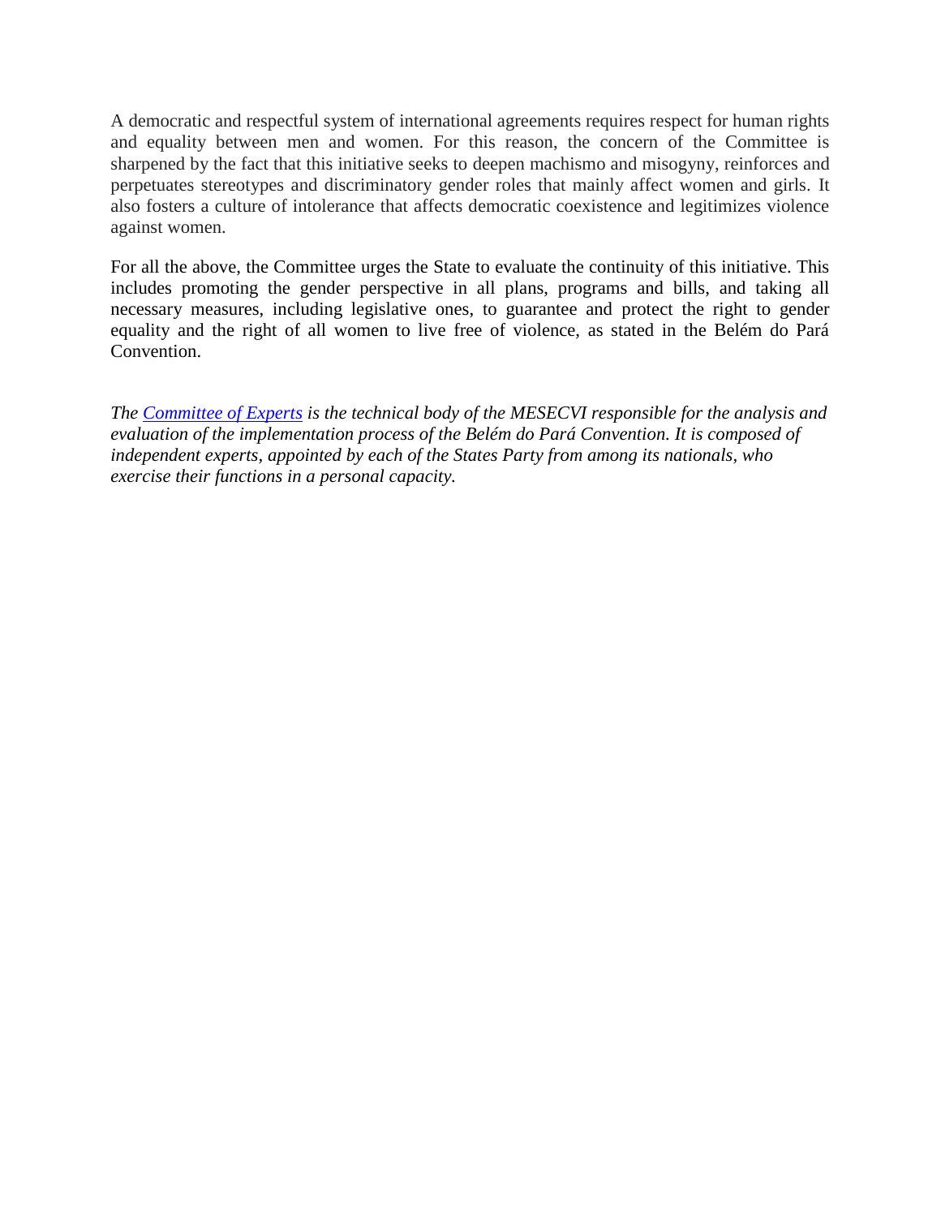A democratic and respectful system of international agreements requires respect for human rights and equality between men and women. For this reason, the concern of the Committee is sharpened by the fact that this initiative seeks to deepen machismo and misogyny, reinforces and perpetuates stereotypes and discriminatory gender roles that mainly affect women and girls. It also fosters a culture of intolerance that affects democratic coexistence and legitimizes violence against women.

For all the above, the Committee urges the State to evaluate the continuity of this initiative. This includes promoting the gender perspective in all plans, programs and bills, and taking all necessary measures, including legislative ones, to guarantee and protect the right to gender equality and the right of all women to live free of violence, as stated in the Belém do Pará Convention.

*The Committee of Experts is the technical body of the MESECVI responsible for the analysis and evaluation of the implementation process of the Belém do Pará Convention. It is composed of independent experts, appointed by each of the States Party from among its nationals, who exercise their functions in a personal capacity.*